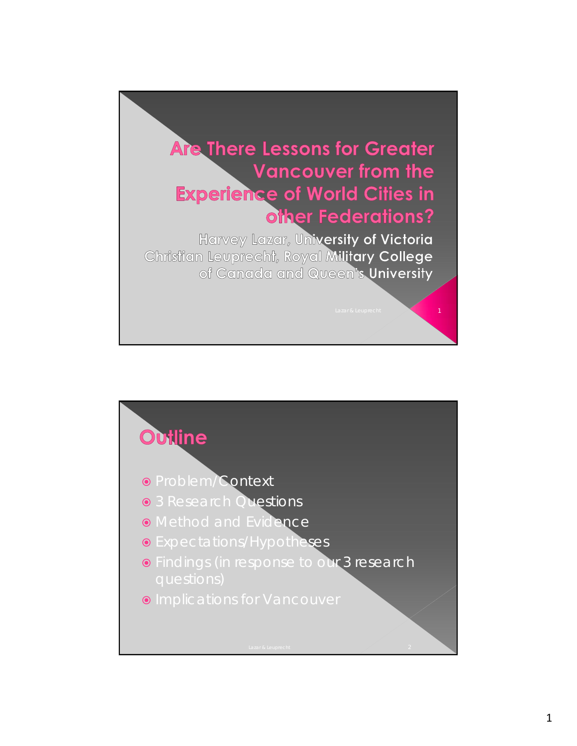# Are There Lessons for Greater Vancouver from the Experience of World Cities in other Federations?

Harvey Lazar, University of Victoria
Christian Leuprecht, Royal Military College of Canada and Queen's University

## Outline

- Problem/Context
- 3 Research Questions
- Method and Evidence
- Expectations/Hypotheses
- Findings (in response to our 3 research questions)
- Implications for Vancouver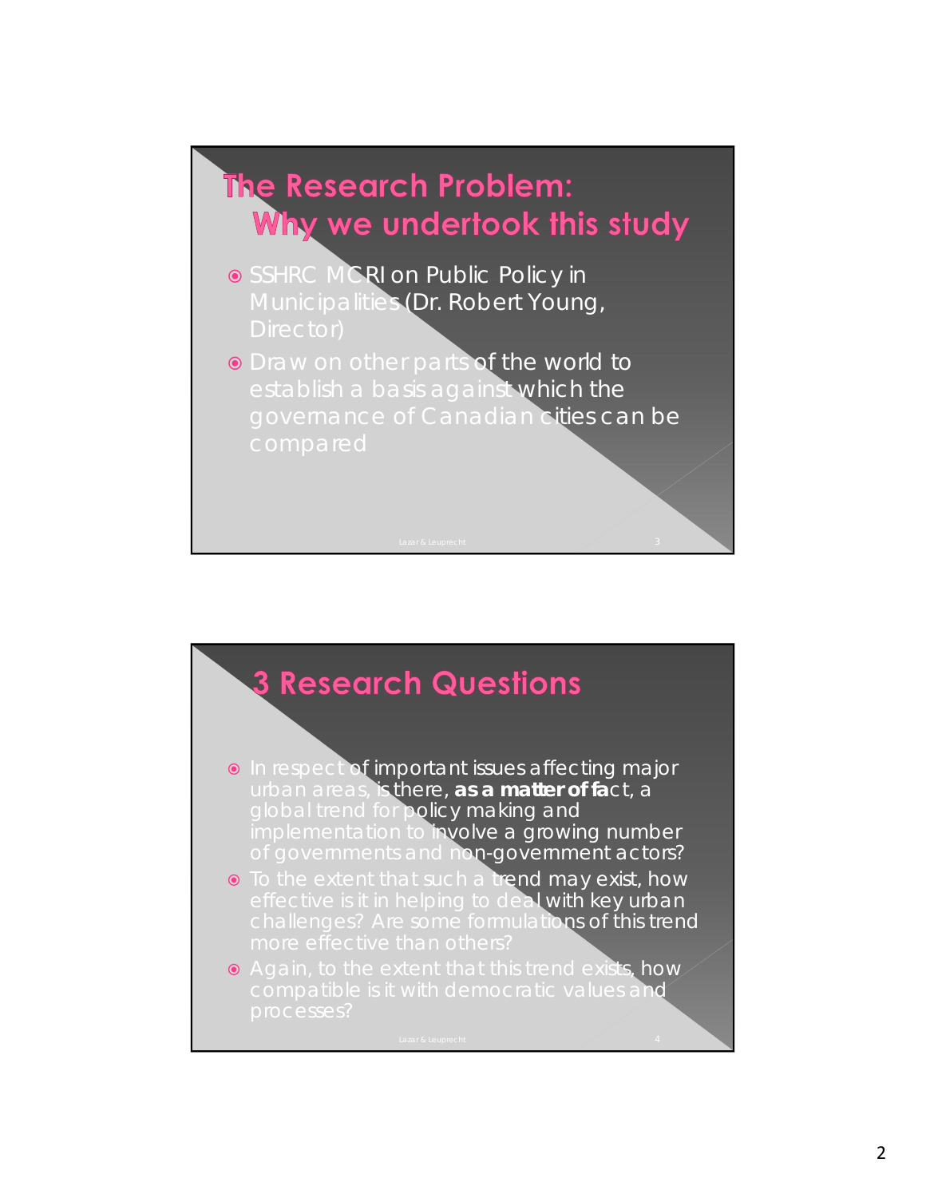## The Research Problem: Why we undertook this study

- SSHRC MCRI on Public Policy in Municipalities (Dr. Robert Young, Director)
- Draw on other parts of the world to establish a basis against which the governance of Canadian cities can be compared

## 3 Research Questions

- In respect of important issues affecting major urban areas, is there, **as a matter of fa**ct, a global trend for policy making and implementation to involve a growing number of governments and non-government actors?
- To the extent that such a trend may exist, how effective is it in helping to deal with key urban challenges? Are some formulations of this trend more effective than others?
- Again, to the extent that this trend exists, how compatible is it with democratic values and processes?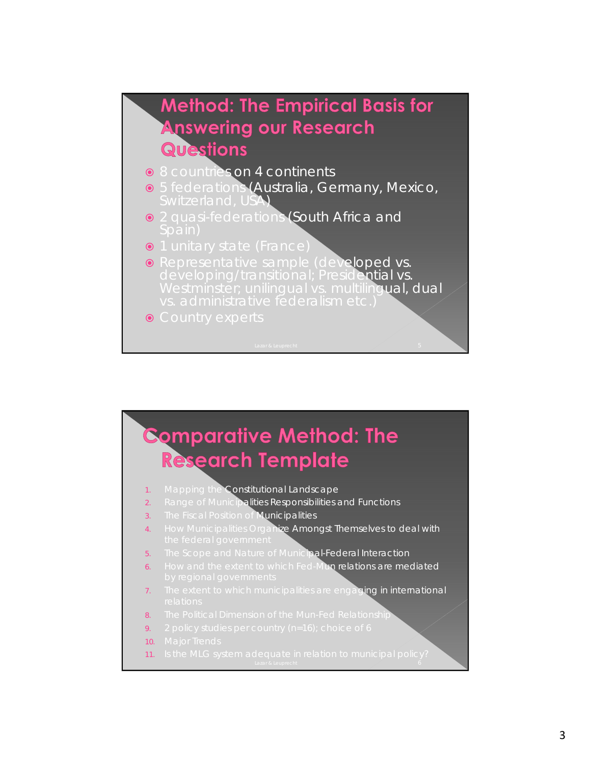## Method: The Empirical Basis for Answering our Research Questions

- 8 countries on 4 continents
- 5 federations (Australia, Germany, Mexico, Switzerland, USA)
- 2 quasi-federations (South Africa and Spain)
- 1 unitary state (France)
- Representative sample (developed vs. developing/transitional; Presidential vs. Westminster; unilingual vs. multilingual, dual vs. administrative federalism etc.)
- Country experts

## Comparative Method: The Research Template

1. Mapping the Constitutional Landscape
2. Range of Municipalities Responsibilities and Functions
3. The Fiscal Position of Municipalities
4. How Municipalities Organize Amongst Themselves to deal with the federal government
5. The Scope and Nature of Municipal-Federal Interaction
6. How and the extent to which Fed-Mun relations are mediated by regional governments
7. The extent to which municipalities are engaging in international relations
8. The Political Dimension of the Mun-Fed Relationship
9. 2 policy studies per country (n=16); choice of 6
10. Major Trends
11. Is the MLG system adequate in relation to municipal policy?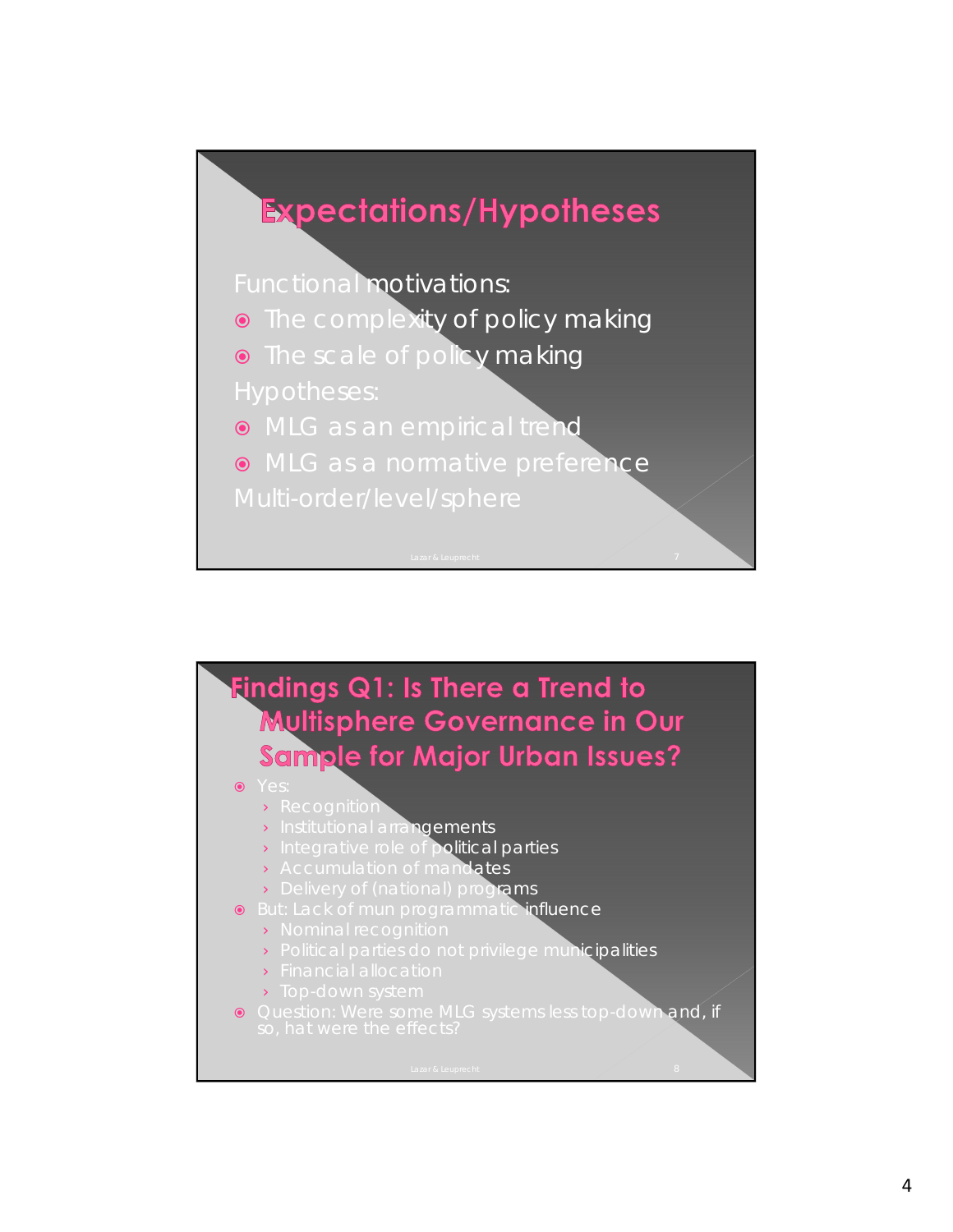## Expectations/Hypotheses

Functional motivations:

- The complexity of policy making
- The scale of policy making

Hypotheses:

- MLG as an empirical trend
- MLG as a normative preference

Multi-order/level/sphere

## Findings Q1: Is There a Trend to Multisphere Governance in Our Sample for Major Urban Issues?

- Yes:
  - Recognition
  - Institutional arrangements
  - Integrative role of political parties
  - Accumulation of mandates
  - Delivery of (national) programs
- But: Lack of mun programmatic influence
  - Nominal recognition
  - Political parties do not privilege municipalities
  - Financial allocation
  - Top-down system
- Question: Were some MLG systems less top-down and, if so, hat were the effects?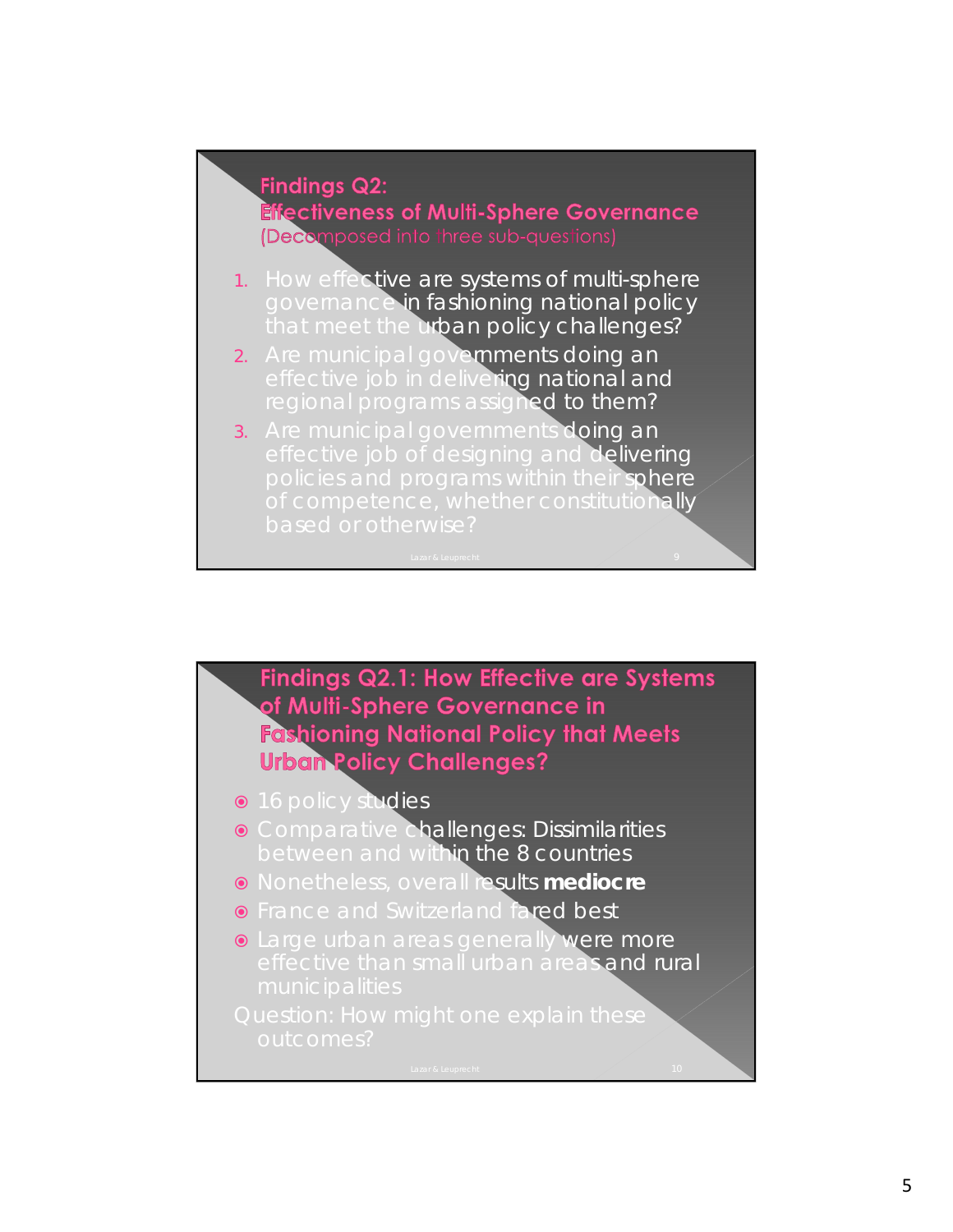## Findings Q2: Effectiveness of Multi-Sphere Governance

(Decomposed into three sub-questions)

1. How effective are systems of multi-sphere governance in fashioning national policy that meet the urban policy challenges?
2. Are municipal governments doing an effective job in delivering national and regional programs assigned to them?
3. Are municipal governments doing an effective job of designing and delivering policies and programs within their sphere of competence, whether constitutionally based or otherwise?

## Findings Q2.1: How Effective are Systems of Multi-Sphere Governance in Fashioning National Policy that Meets Urban Policy Challenges?

- 16 policy studies
- Comparative challenges: Dissimilarities between and within the 8 countries
- Nonetheless, overall results **mediocre**
- France and Switzerland fared best
- Large urban areas generally were more effective than small urban areas and rural municipalities

Question: How might one explain these outcomes?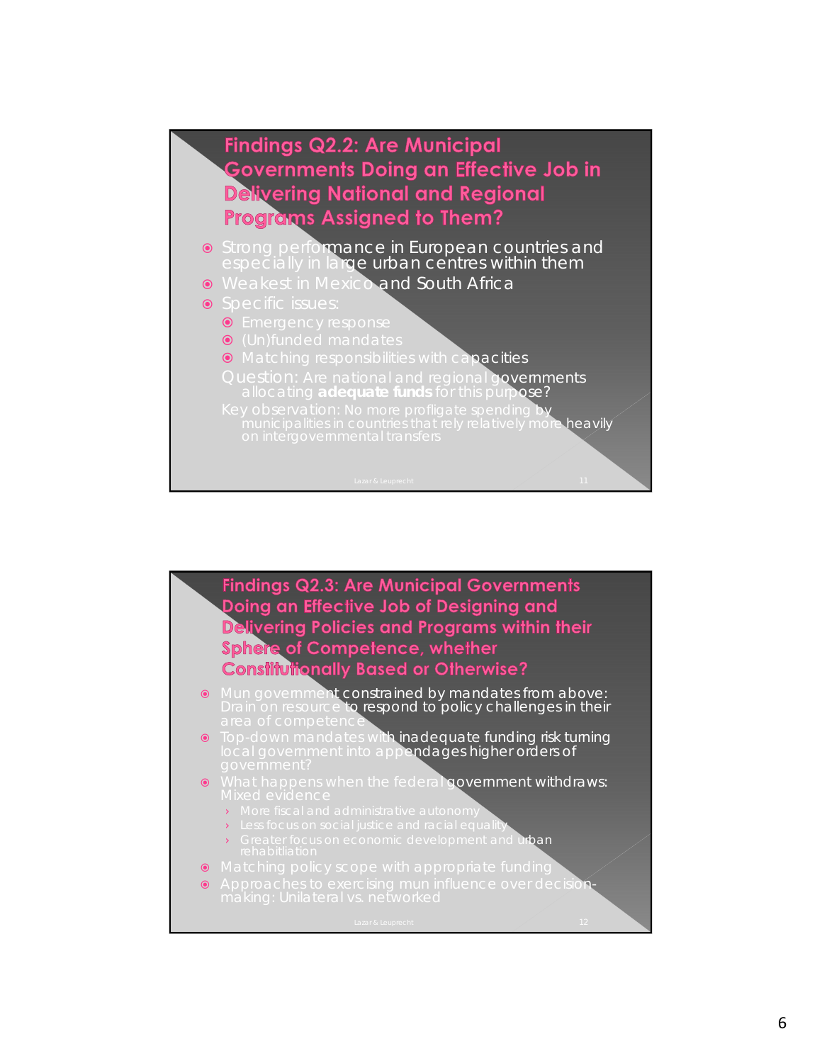## Findings Q2.2: Are Municipal Governments Doing an Effective Job in Delivering National and Regional Programs Assigned to Them?

- Strong performance in European countries and especially in large urban centres within them
- Weakest in Mexico and South Africa
- Specific issues:
  - Emergency response
  - (Un)funded mandates
  - Matching responsibilities with capacities

  Question: Are national and regional governments allocating **adequate funds** for this purpose?

  Key observation: No more profligate spending by municipalities in countries that rely relatively more heavily on intergovernmental transfers

## Findings Q2.3: Are Municipal Governments Doing an Effective Job of Designing and Delivering Policies and Programs within their Sphere of Competence, whether Constitutionally Based or Otherwise?

- Mun government constrained by mandates from above: Drain on resource to respond to policy challenges in their area of competence
- Top-down mandates with inadequate funding risk turning local government into appendages higher orders of government?
- What happens when the federal government withdraws: Mixed evidence
  - More fiscal and administrative autonomy
  - Less focus on social justice and racial equality
  - Greater focus on economic development and urban rehabitliation
- Matching policy scope with appropriate funding
- Approaches to exercising mun influence over decision-making: Unilateral vs. networked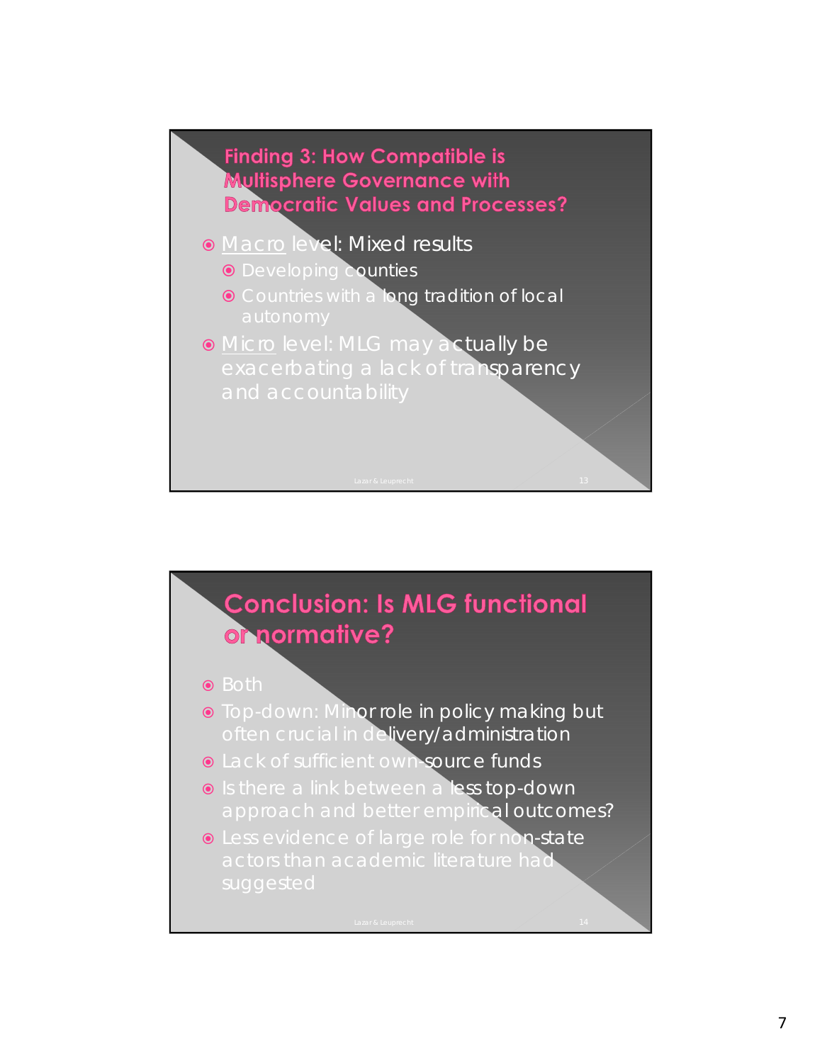## Finding 3: How Compatible is Multisphere Governance with Democratic Values and Processes?

- Macro level: Mixed results
  - Developing counties
  - Countries with a long tradition of local autonomy
- Micro level: MLG may actually be exacerbating a lack of transparency and accountability

## Conclusion: Is MLG functional or normative?

- Both
- Top-down: Minor role in policy making but often crucial in delivery/administration
- Lack of sufficient own-source funds
- Is there a link between a less top-down approach and better empirical outcomes?
- Less evidence of large role for non-state actors than academic literature had suggested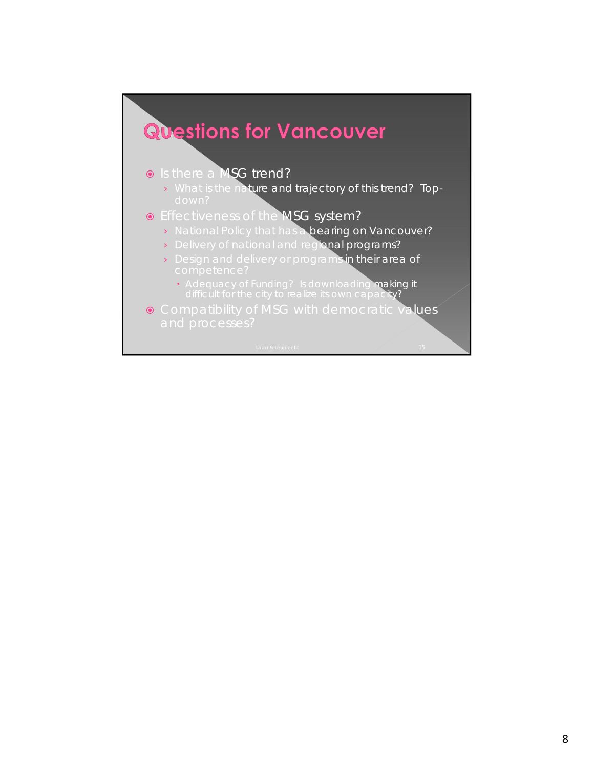# Questions for Vancouver

- Is there a MSG trend?
  - What is the nature and trajectory of this trend? Top-down?
- Effectiveness of the MSG system?
  - National Policy that has a bearing on Vancouver?
  - Delivery of national and regional programs?
  - Design and delivery or programs in their area of competence?
    - Adequacy of Funding? Is downloading making it difficult for the city to realize its own capacity?
- Compatibility of MSG with democratic values and processes?